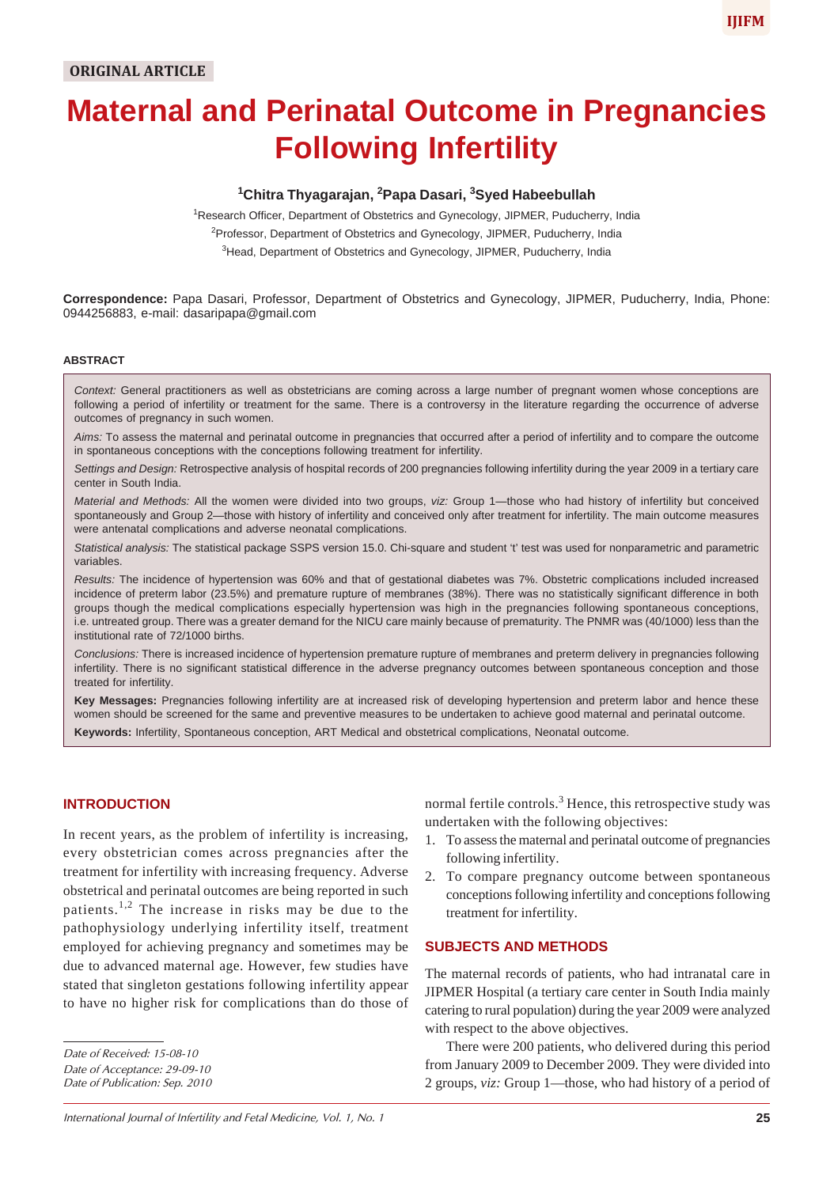ORIGINAL ARTICLE

# Maternal and Perinatal Outcome in Pregnancies Following Infertility

**[1]Chitra Thyagarajan, [2]Papa Dasari, [3]Syed Habeebullah**

[1]Research Officer, Department of Obstetrics and Gynecology, JIPMER, Puducherry, India

[2]Professor, Department of Obstetrics and Gynecology, JIPMER, Puducherry, India

[3]Head, Department of Obstetrics and Gynecology, JIPMER, Puducherry, India

**Correspondence:** Papa Dasari, Professor, Department of Obstetrics and Gynecology, JIPMER, Puducherry, India, Phone: 0944256883, e-mail: dasaripapa@gmail.com

#### ABSTRACT

*Context:* General practitioners as well as obstetricians are coming across a large number of pregnant women whose conceptions are following a period of infertility or treatment for the same. There is a controversy in the literature regarding the occurrence of adverse outcomes of pregnancy in such women.

*Aims:* To assess the maternal and perinatal outcome in pregnancies that occurred after a period of infertility and to compare the outcome in spontaneous conceptions with the conceptions following treatment for infertility.

*Settings and Design:* Retrospective analysis of hospital records of 200 pregnancies following infertility during the year 2009 in a tertiary care center in South India.

*Material and Methods:* All the women were divided into two groups, *viz:* Group 1—those who had history of infertility but conceived spontaneously and Group 2—those with history of infertility and conceived only after treatment for infertility. The main outcome measures were antenatal complications and adverse neonatal complications.

*Statistical analysis:* The statistical package SSPS version 15.0. Chi-square and student 't' test was used for nonparametric and parametric variables.

*Results:* The incidence of hypertension was 60% and that of gestational diabetes was 7%. Obstetric complications included increased incidence of preterm labor (23.5%) and premature rupture of membranes (38%). There was no statistically significant difference in both groups though the medical complications especially hypertension was high in the pregnancies following spontaneous conceptions, i.e. untreated group. There was a greater demand for the NICU care mainly because of prematurity. The PNMR was (40/1000) less than the institutional rate of 72/1000 births.

*Conclusions:* There is increased incidence of hypertension premature rupture of membranes and preterm delivery in pregnancies following infertility. There is no significant statistical difference in the adverse pregnancy outcomes between spontaneous conception and those treated for infertility.

**Key Messages:** Pregnancies following infertility are at increased risk of developing hypertension and preterm labor and hence these women should be screened for the same and preventive measures to be undertaken to achieve good maternal and perinatal outcome.

**Keywords:** Infertility, Spontaneous conception, ART Medical and obstetrical complications, Neonatal outcome.

## INTRODUCTION

In recent years, as the problem of infertility is increasing, every obstetrician comes across pregnancies after the treatment for infertility with increasing frequency. Adverse obstetrical and perinatal outcomes are being reported in such patients.[1,2] The increase in risks may be due to the pathophysiology underlying infertility itself, treatment employed for achieving pregnancy and sometimes may be due to advanced maternal age. However, few studies have stated that singleton gestations following infertility appear to have no higher risk for complications than do those of normal fertile controls.[3] Hence, this retrospective study was undertaken with the following objectives:

1. To assess the maternal and perinatal outcome of pregnancies following infertility.
2. To compare pregnancy outcome between spontaneous conceptions following infertility and conceptions following treatment for infertility.

## SUBJECTS AND METHODS

The maternal records of patients, who had intranatal care in JIPMER Hospital (a tertiary care center in South India mainly catering to rural population) during the year 2009 were analyzed with respect to the above objectives.

There were 200 patients, who delivered during this period from January 2009 to December 2009. They were divided into 2 groups, *viz:* Group 1—those, who had history of a period of

*Date of Received: 15-08-10*
*Date of Acceptance: 29-09-10*
*Date of Publication: Sep. 2010*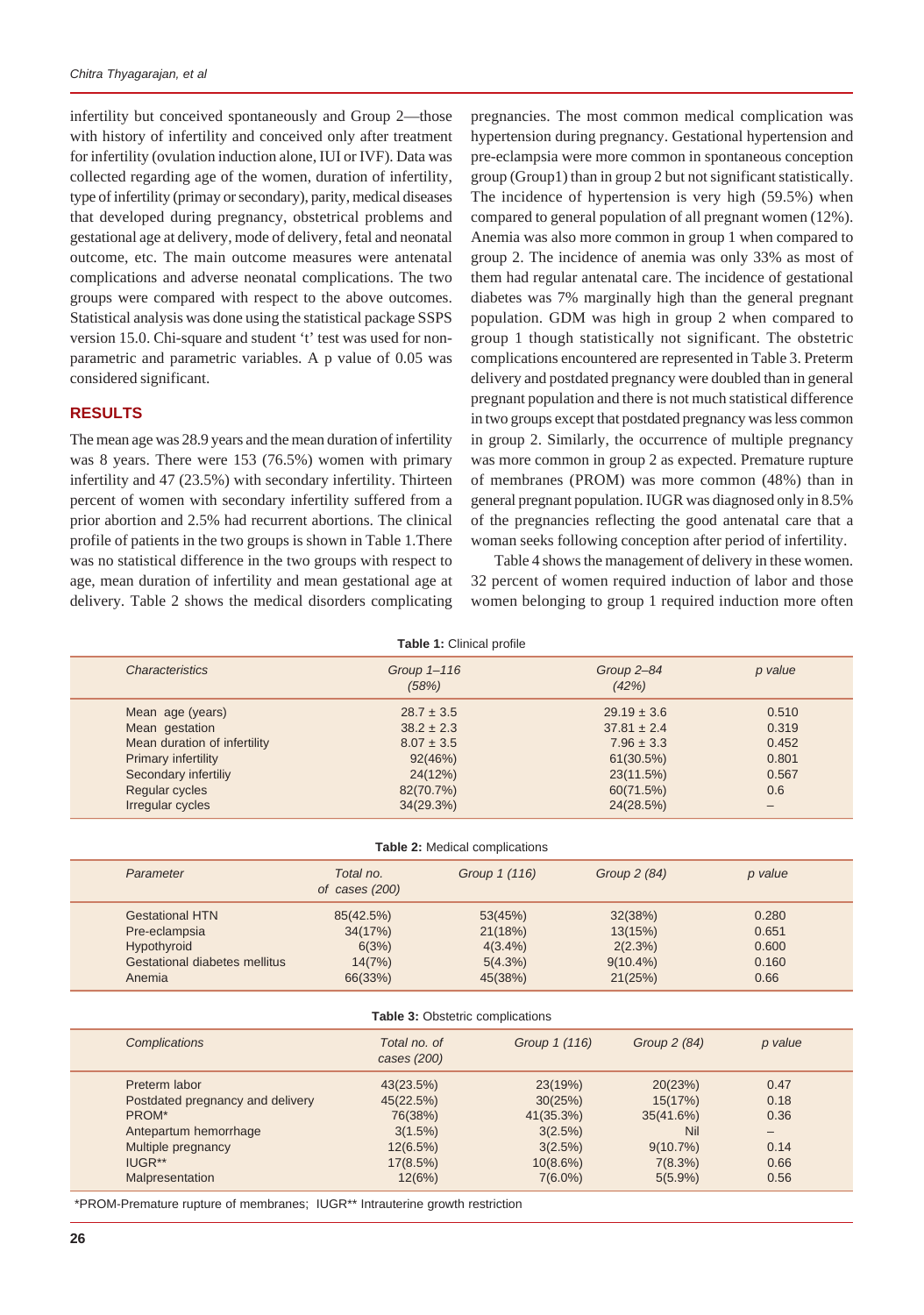infertility but conceived spontaneously and Group 2—those with history of infertility and conceived only after treatment for infertility (ovulation induction alone, IUI or IVF). Data was collected regarding age of the women, duration of infertility, type of infertility (primay or secondary), parity, medical diseases that developed during pregnancy, obstetrical problems and gestational age at delivery, mode of delivery, fetal and neonatal outcome, etc. The main outcome measures were antenatal complications and adverse neonatal complications. The two groups were compared with respect to the above outcomes. Statistical analysis was done using the statistical package SSPS version 15.0. Chi-square and student 't' test was used for non-parametric and parametric variables. A p value of 0.05 was considered significant.

## RESULTS

The mean age was 28.9 years and the mean duration of infertility was 8 years. There were 153 (76.5%) women with primary infertility and 47 (23.5%) with secondary infertility. Thirteen percent of women with secondary infertility suffered from a prior abortion and 2.5% had recurrent abortions. The clinical profile of patients in the two groups is shown in Table 1.There was no statistical difference in the two groups with respect to age, mean duration of infertility and mean gestational age at delivery. Table 2 shows the medical disorders complicating pregnancies. The most common medical complication was hypertension during pregnancy. Gestational hypertension and pre-eclampsia were more common in spontaneous conception group (Group1) than in group 2 but not significant statistically. The incidence of hypertension is very high (59.5%) when compared to general population of all pregnant women (12%). Anemia was also more common in group 1 when compared to group 2. The incidence of anemia was only 33% as most of them had regular antenatal care. The incidence of gestational diabetes was 7% marginally high than the general pregnant population. GDM was high in group 2 when compared to group 1 though statistically not significant. The obstetric complications encountered are represented in Table 3. Preterm delivery and postdated pregnancy were doubled than in general pregnant population and there is not much statistical difference in two groups except that postdated pregnancy was less common in group 2. Similarly, the occurrence of multiple pregnancy was more common in group 2 as expected. Premature rupture of membranes (PROM) was more common (48%) than in general pregnant population. IUGR was diagnosed only in 8.5% of the pregnancies reflecting the good antenatal care that a woman seeks following conception after period of infertility.

Table 4 shows the management of delivery in these women. 32 percent of women required induction of labor and those women belonging to group 1 required induction more often

**Table 1:** Clinical profile

| *Characteristics* | *Group 1–116 (58%)* | *Group 2–84 (42%)* | *p value* |
|---|---|---|---|
| Mean age (years) | 28.7 ± 3.5 | 29.19 ± 3.6 | 0.510 |
| Mean gestation | 38.2 ± 2.3 | 37.81 ± 2.4 | 0.319 |
| Mean duration of infertility | 8.07 ± 3.5 | 7.96 ± 3.3 | 0.452 |
| Primary infertility | 92(46%) | 61(30.5%) | 0.801 |
| Secondary infertiliy | 24(12%) | 23(11.5%) | 0.567 |
| Regular cycles | 82(70.7%) | 60(71.5%) | 0.6 |
| Irregular cycles | 34(29.3%) | 24(28.5%) | – |

**Table 2:** Medical complications

| *Parameter* | *Total no. of cases (200)* | *Group 1 (116)* | *Group 2 (84)* | *p value* |
|---|---|---|---|---|
| Gestational HTN | 85(42.5%) | 53(45%) | 32(38%) | 0.280 |
| Pre-eclampsia | 34(17%) | 21(18%) | 13(15%) | 0.651 |
| Hypothyroid | 6(3%) | 4(3.4%) | 2(2.3%) | 0.600 |
| Gestational diabetes mellitus | 14(7%) | 5(4.3%) | 9(10.4%) | 0.160 |
| Anemia | 66(33%) | 45(38%) | 21(25%) | 0.66 |

**Table 3:** Obstetric complications

| *Complications* | *Total no. of cases (200)* | *Group 1 (116)* | *Group 2 (84)* | *p value* |
|---|---|---|---|---|
| Preterm labor | 43(23.5%) | 23(19%) | 20(23%) | 0.47 |
| Postdated pregnancy and delivery | 45(22.5%) | 30(25%) | 15(17%) | 0.18 |
| PROM* | 76(38%) | 41(35.3%) | 35(41.6%) | 0.36 |
| Antepartum hemorrhage | 3(1.5%) | 3(2.5%) | Nil | – |
| Multiple pregnancy | 12(6.5%) | 3(2.5%) | 9(10.7%) | 0.14 |
| IUGR** | 17(8.5%) | 10(8.6%) | 7(8.3%) | 0.66 |
| Malpresentation | 12(6%) | 7(6.0%) | 5(5.9%) | 0.56 |

*PROM-Premature rupture of membranes; IUGR** Intrauterine growth restriction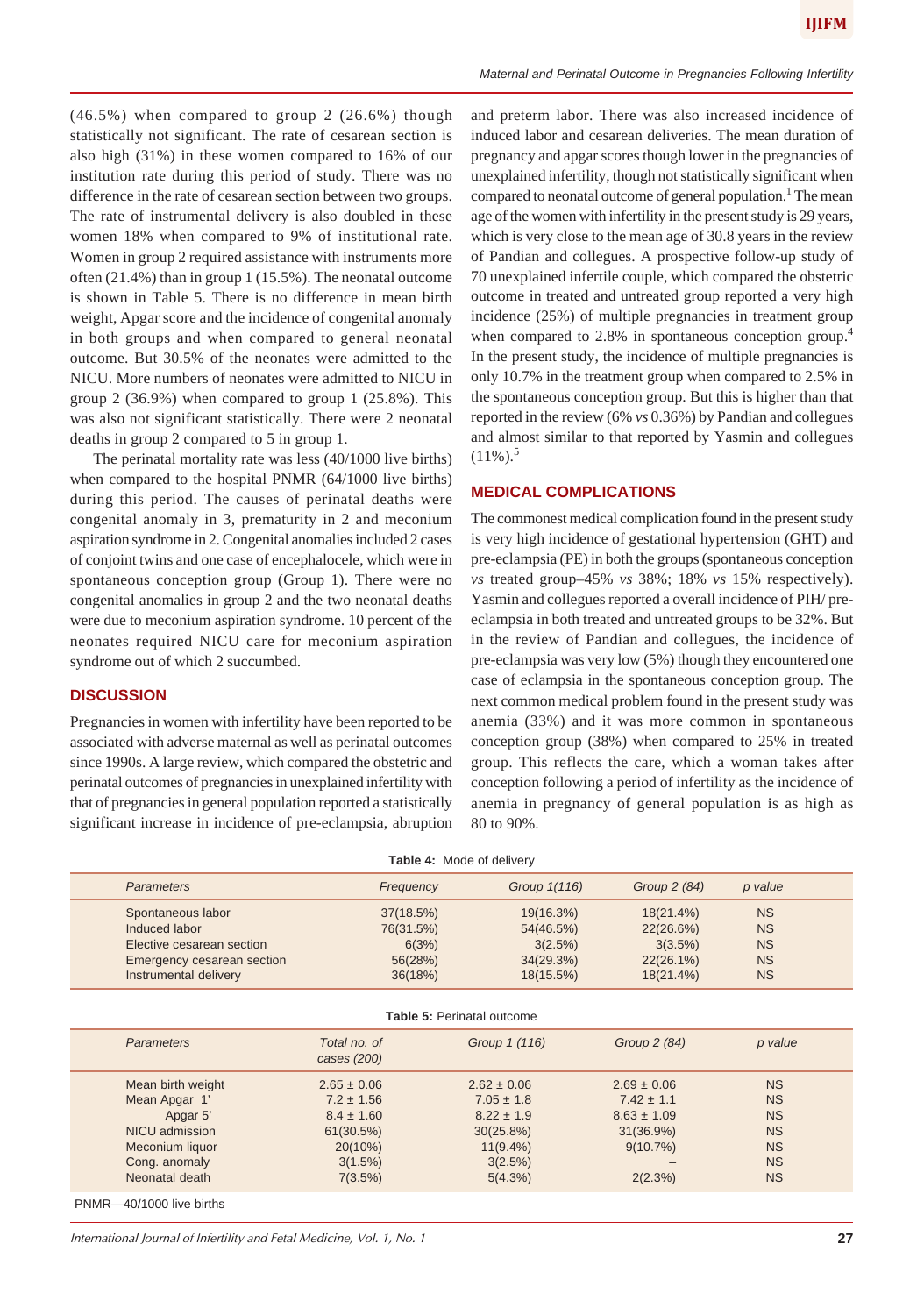(46.5%) when compared to group 2 (26.6%) though statistically not significant. The rate of cesarean section is also high (31%) in these women compared to 16% of our institution rate during this period of study. There was no difference in the rate of cesarean section between two groups. The rate of instrumental delivery is also doubled in these women 18% when compared to 9% of institutional rate. Women in group 2 required assistance with instruments more often (21.4%) than in group 1 (15.5%). The neonatal outcome is shown in Table 5. There is no difference in mean birth weight, Apgar score and the incidence of congenital anomaly in both groups and when compared to general neonatal outcome. But 30.5% of the neonates were admitted to the NICU. More numbers of neonates were admitted to NICU in group 2 (36.9%) when compared to group 1 (25.8%). This was also not significant statistically. There were 2 neonatal deaths in group 2 compared to 5 in group 1.

The perinatal mortality rate was less (40/1000 live births) when compared to the hospital PNMR (64/1000 live births) during this period. The causes of perinatal deaths were congenital anomaly in 3, prematurity in 2 and meconium aspiration syndrome in 2. Congenital anomalies included 2 cases of conjoint twins and one case of encephalocele, which were in spontaneous conception group (Group 1). There were no congenital anomalies in group 2 and the two neonatal deaths were due to meconium aspiration syndrome. 10 percent of the neonates required NICU care for meconium aspiration syndrome out of which 2 succumbed.

## DISCUSSION

Pregnancies in women with infertility have been reported to be associated with adverse maternal as well as perinatal outcomes since 1990s. A large review, which compared the obstetric and perinatal outcomes of pregnancies in unexplained infertility with that of pregnancies in general population reported a statistically significant increase in incidence of pre-eclampsia, abruption and preterm labor. There was also increased incidence of induced labor and cesarean deliveries. The mean duration of pregnancy and apgar scores though lower in the pregnancies of unexplained infertility, though not statistically significant when compared to neonatal outcome of general population.[1] The mean age of the women with infertility in the present study is 29 years, which is very close to the mean age of 30.8 years in the review of Pandian and collegues. A prospective follow-up study of 70 unexplained infertile couple, which compared the obstetric outcome in treated and untreated group reported a very high incidence (25%) of multiple pregnancies in treatment group when compared to 2.8% in spontaneous conception group.[4] In the present study, the incidence of multiple pregnancies is only 10.7% in the treatment group when compared to 2.5% in the spontaneous conception group. But this is higher than that reported in the review (6% *vs* 0.36%) by Pandian and collegues and almost similar to that reported by Yasmin and collegues (11%).[5]

## MEDICAL COMPLICATIONS

The commonest medical complication found in the present study is very high incidence of gestational hypertension (GHT) and pre-eclampsia (PE) in both the groups (spontaneous conception *vs* treated group–45% *vs* 38%; 18% *vs* 15% respectively). Yasmin and collegues reported a overall incidence of PIH/ pre-eclampsia in both treated and untreated groups to be 32%. But in the review of Pandian and collegues, the incidence of pre-eclampsia was very low (5%) though they encountered one case of eclampsia in the spontaneous conception group. The next common medical problem found in the present study was anemia (33%) and it was more common in spontaneous conception group (38%) when compared to 25% in treated group. This reflects the care, which a woman takes after conception following a period of infertility as the incidence of anemia in pregnancy of general population is as high as 80 to 90%.

**Table 4:** Mode of delivery

| *Parameters* | *Frequency* | *Group 1(116)* | *Group 2 (84)* | *p value* |
|---|---|---|---|---|
| Spontaneous labor | 37(18.5%) | 19(16.3%) | 18(21.4%) | NS |
| Induced labor | 76(31.5%) | 54(46.5%) | 22(26.6%) | NS |
| Elective cesarean section | 6(3%) | 3(2.5%) | 3(3.5%) | NS |
| Emergency cesarean section | 56(28%) | 34(29.3%) | 22(26.1%) | NS |
| Instrumental delivery | 36(18%) | 18(15.5%) | 18(21.4%) | NS |

**Table 5:** Perinatal outcome

| *Parameters* | *Total no. of cases (200)* | *Group 1 (116)* | *Group 2 (84)* | *p value* |
|---|---|---|---|---|
| Mean birth weight | 2.65 ± 0.06 | 2.62 ± 0.06 | 2.69 ± 0.06 | NS |
| Mean Apgar 1' | 7.2 ± 1.56 | 7.05 ± 1.8 | 7.42 ± 1.1 | NS |
| Apgar 5' | 8.4 ± 1.60 | 8.22 ± 1.9 | 8.63 ± 1.09 | NS |
| NICU admission | 61(30.5%) | 30(25.8%) | 31(36.9%) | NS |
| Meconium liquor | 20(10%) | 11(9.4%) | 9(10.7%) | NS |
| Cong. anomaly | 3(1.5%) | 3(2.5%) | – | NS |
| Neonatal death | 7(3.5%) | 5(4.3%) | 2(2.3%) | NS |

PNMR—40/1000 live births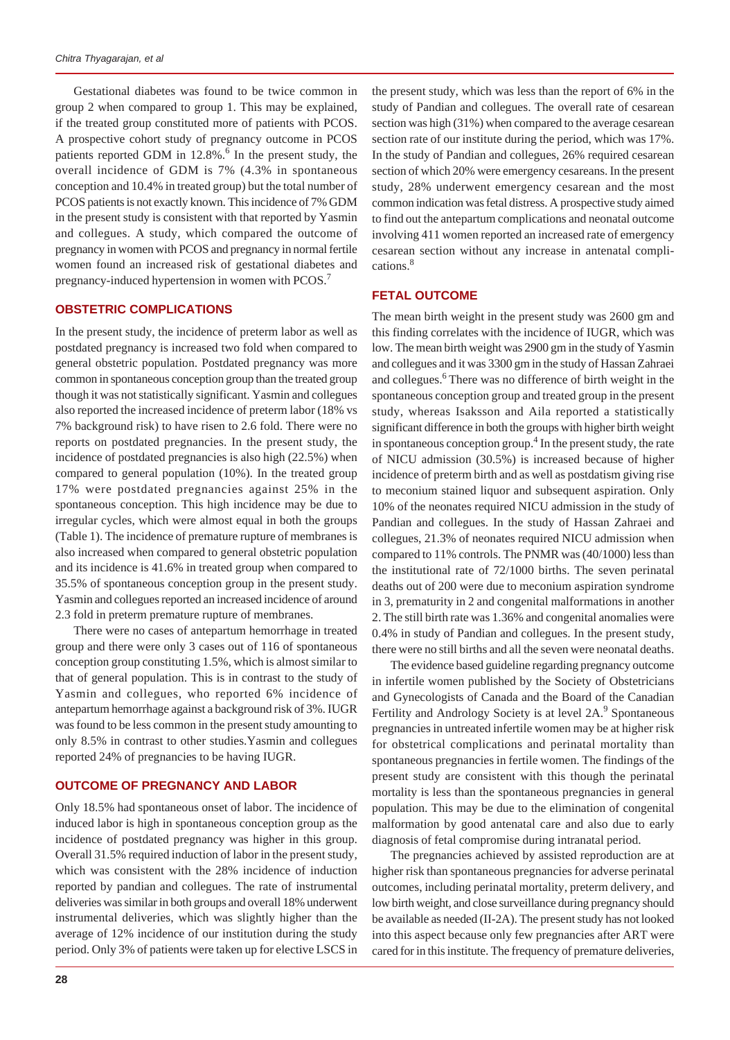Gestational diabetes was found to be twice common in group 2 when compared to group 1. This may be explained, if the treated group constituted more of patients with PCOS. A prospective cohort study of pregnancy outcome in PCOS patients reported GDM in 12.8%.[6] In the present study, the overall incidence of GDM is 7% (4.3% in spontaneous conception and 10.4% in treated group) but the total number of PCOS patients is not exactly known. This incidence of 7% GDM in the present study is consistent with that reported by Yasmin and collegues. A study, which compared the outcome of pregnancy in women with PCOS and pregnancy in normal fertile women found an increased risk of gestational diabetes and pregnancy-induced hypertension in women with PCOS.[7]

## OBSTETRIC COMPLICATIONS

In the present study, the incidence of preterm labor as well as postdated pregnancy is increased two fold when compared to general obstetric population. Postdated pregnancy was more common in spontaneous conception group than the treated group though it was not statistically significant. Yasmin and collegues also reported the increased incidence of preterm labor (18% vs 7% background risk) to have risen to 2.6 fold. There were no reports on postdated pregnancies. In the present study, the incidence of postdated pregnancies is also high (22.5%) when compared to general population (10%). In the treated group 17% were postdated pregnancies against 25% in the spontaneous conception. This high incidence may be due to irregular cycles, which were almost equal in both the groups (Table 1). The incidence of premature rupture of membranes is also increased when compared to general obstetric population and its incidence is 41.6% in treated group when compared to 35.5% of spontaneous conception group in the present study. Yasmin and collegues reported an increased incidence of around 2.3 fold in preterm premature rupture of membranes.

There were no cases of antepartum hemorrhage in treated group and there were only 3 cases out of 116 of spontaneous conception group constituting 1.5%, which is almost similar to that of general population. This is in contrast to the study of Yasmin and collegues, who reported 6% incidence of antepartum hemorrhage against a background risk of 3%. IUGR was found to be less common in the present study amounting to only 8.5% in contrast to other studies.Yasmin and collegues reported 24% of pregnancies to be having IUGR.

## OUTCOME OF PREGNANCY AND LABOR

Only 18.5% had spontaneous onset of labor. The incidence of induced labor is high in spontaneous conception group as the incidence of postdated pregnancy was higher in this group. Overall 31.5% required induction of labor in the present study, which was consistent with the 28% incidence of induction reported by pandian and collegues. The rate of instrumental deliveries was similar in both groups and overall 18% underwent instrumental deliveries, which was slightly higher than the average of 12% incidence of our institution during the study period. Only 3% of patients were taken up for elective LSCS in the present study, which was less than the report of 6% in the study of Pandian and collegues. The overall rate of cesarean section was high (31%) when compared to the average cesarean section rate of our institute during the period, which was 17%. In the study of Pandian and collegues, 26% required cesarean section of which 20% were emergency cesareans. In the present study, 28% underwent emergency cesarean and the most common indication was fetal distress. A prospective study aimed to find out the antepartum complications and neonatal outcome involving 411 women reported an increased rate of emergency cesarean section without any increase in antenatal complications.[8]

## FETAL OUTCOME

The mean birth weight in the present study was 2600 gm and this finding correlates with the incidence of IUGR, which was low. The mean birth weight was 2900 gm in the study of Yasmin and collegues and it was 3300 gm in the study of Hassan Zahraei and collegues.[6] There was no difference of birth weight in the spontaneous conception group and treated group in the present study, whereas Isaksson and Aila reported a statistically significant difference in both the groups with higher birth weight in spontaneous conception group.[4] In the present study, the rate of NICU admission (30.5%) is increased because of higher incidence of preterm birth and as well as postdatism giving rise to meconium stained liquor and subsequent aspiration. Only 10% of the neonates required NICU admission in the study of Pandian and collegues. In the study of Hassan Zahraei and collegues, 21.3% of neonates required NICU admission when compared to 11% controls. The PNMR was (40/1000) less than the institutional rate of 72/1000 births. The seven perinatal deaths out of 200 were due to meconium aspiration syndrome in 3, prematurity in 2 and congenital malformations in another 2. The still birth rate was 1.36% and congenital anomalies were 0.4% in study of Pandian and collegues. In the present study, there were no still births and all the seven were neonatal deaths.

The evidence based guideline regarding pregnancy outcome in infertile women published by the Society of Obstetricians and Gynecologists of Canada and the Board of the Canadian Fertility and Andrology Society is at level 2A.[9] Spontaneous pregnancies in untreated infertile women may be at higher risk for obstetrical complications and perinatal mortality than spontaneous pregnancies in fertile women. The findings of the present study are consistent with this though the perinatal mortality is less than the spontaneous pregnancies in general population. This may be due to the elimination of congenital malformation by good antenatal care and also due to early diagnosis of fetal compromise during intranatal period.

The pregnancies achieved by assisted reproduction are at higher risk than spontaneous pregnancies for adverse perinatal outcomes, including perinatal mortality, preterm delivery, and low birth weight, and close surveillance during pregnancy should be available as needed (II-2A). The present study has not looked into this aspect because only few pregnancies after ART were cared for in this institute. The frequency of premature deliveries,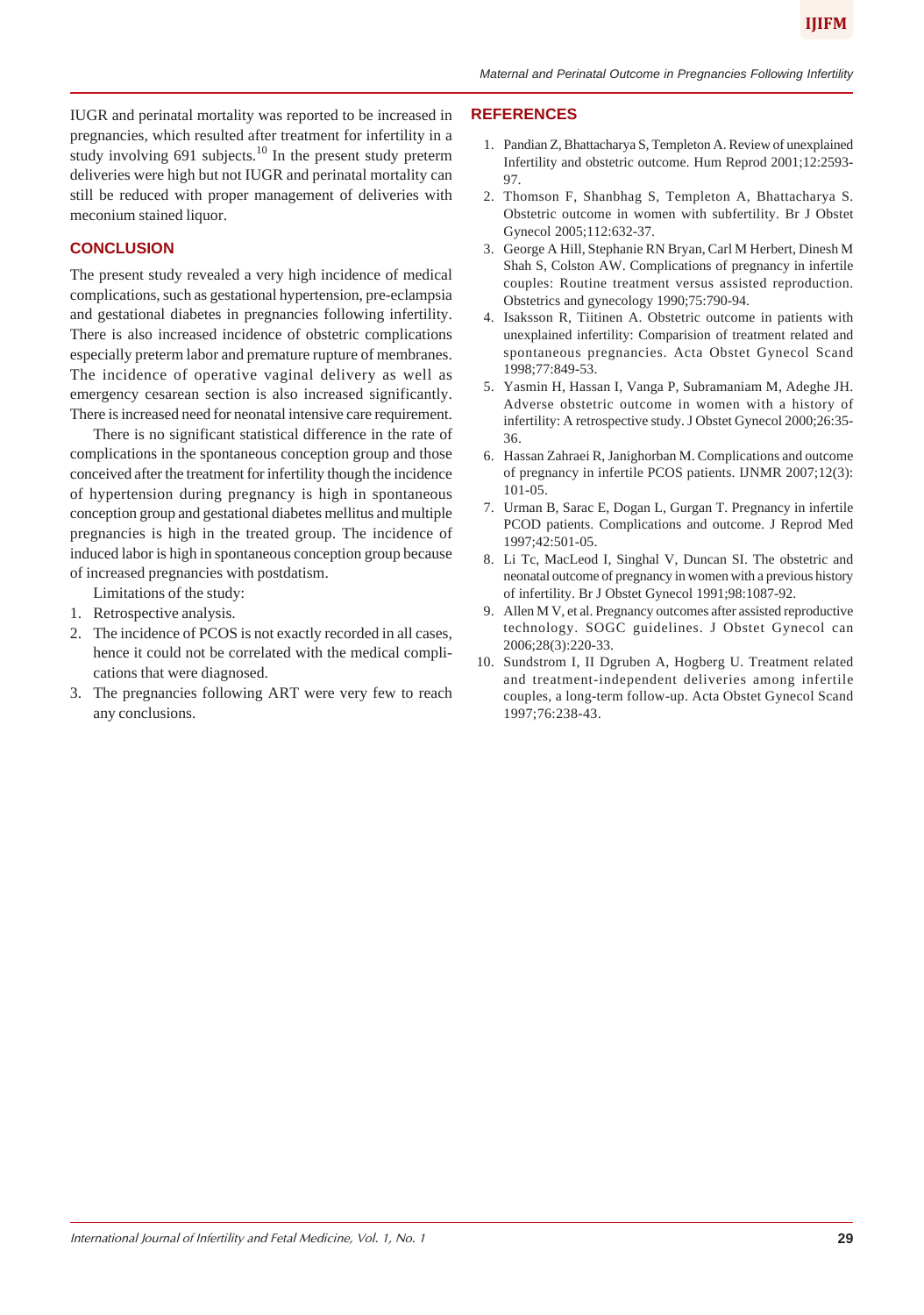IUGR and perinatal mortality was reported to be increased in pregnancies, which resulted after treatment for infertility in a study involving 691 subjects.[10] In the present study preterm deliveries were high but not IUGR and perinatal mortality can still be reduced with proper management of deliveries with meconium stained liquor.

## CONCLUSION

The present study revealed a very high incidence of medical complications, such as gestational hypertension, pre-eclampsia and gestational diabetes in pregnancies following infertility. There is also increased incidence of obstetric complications especially preterm labor and premature rupture of membranes. The incidence of operative vaginal delivery as well as emergency cesarean section is also increased significantly. There is increased need for neonatal intensive care requirement.

There is no significant statistical difference in the rate of complications in the spontaneous conception group and those conceived after the treatment for infertility though the incidence of hypertension during pregnancy is high in spontaneous conception group and gestational diabetes mellitus and multiple pregnancies is high in the treated group. The incidence of induced labor is high in spontaneous conception group because of increased pregnancies with postdatism.

Limitations of the study:

1. Retrospective analysis.
2. The incidence of PCOS is not exactly recorded in all cases, hence it could not be correlated with the medical complications that were diagnosed.
3. The pregnancies following ART were very few to reach any conclusions.

## REFERENCES

1. Pandian Z, Bhattacharya S, Templeton A. Review of unexplained Infertility and obstetric outcome. Hum Reprod 2001;12:2593-97.
2. Thomson F, Shanbhag S, Templeton A, Bhattacharya S. Obstetric outcome in women with subfertility. Br J Obstet Gynecol 2005;112:632-37.
3. George A Hill, Stephanie RN Bryan, Carl M Herbert, Dinesh M Shah S, Colston AW. Complications of pregnancy in infertile couples: Routine treatment versus assisted reproduction. Obstetrics and gynecology 1990;75:790-94.
4. Isaksson R, Tiitinen A. Obstetric outcome in patients with unexplained infertility: Comparision of treatment related and spontaneous pregnancies. Acta Obstet Gynecol Scand 1998;77:849-53.
5. Yasmin H, Hassan I, Vanga P, Subramaniam M, Adeghe JH. Adverse obstetric outcome in women with a history of infertility: A retrospective study. J Obstet Gynecol 2000;26:35-36.
6. Hassan Zahraei R, Janighorban M. Complications and outcome of pregnancy in infertile PCOS patients. IJNMR 2007;12(3): 101-05.
7. Urman B, Sarac E, Dogan L, Gurgan T. Pregnancy in infertile PCOD patients. Complications and outcome. J Reprod Med 1997;42:501-05.
8. Li Tc, MacLeod I, Singhal V, Duncan SI. The obstetric and neonatal outcome of pregnancy in women with a previous history of infertility. Br J Obstet Gynecol 1991;98:1087-92.
9. Allen M V, et al. Pregnancy outcomes after assisted reproductive technology. SOGC guidelines. J Obstet Gynecol can 2006;28(3):220-33.
10. Sundstrom I, II Dgruben A, Hogberg U. Treatment related and treatment-independent deliveries among infertile couples, a long-term follow-up. Acta Obstet Gynecol Scand 1997;76:238-43.